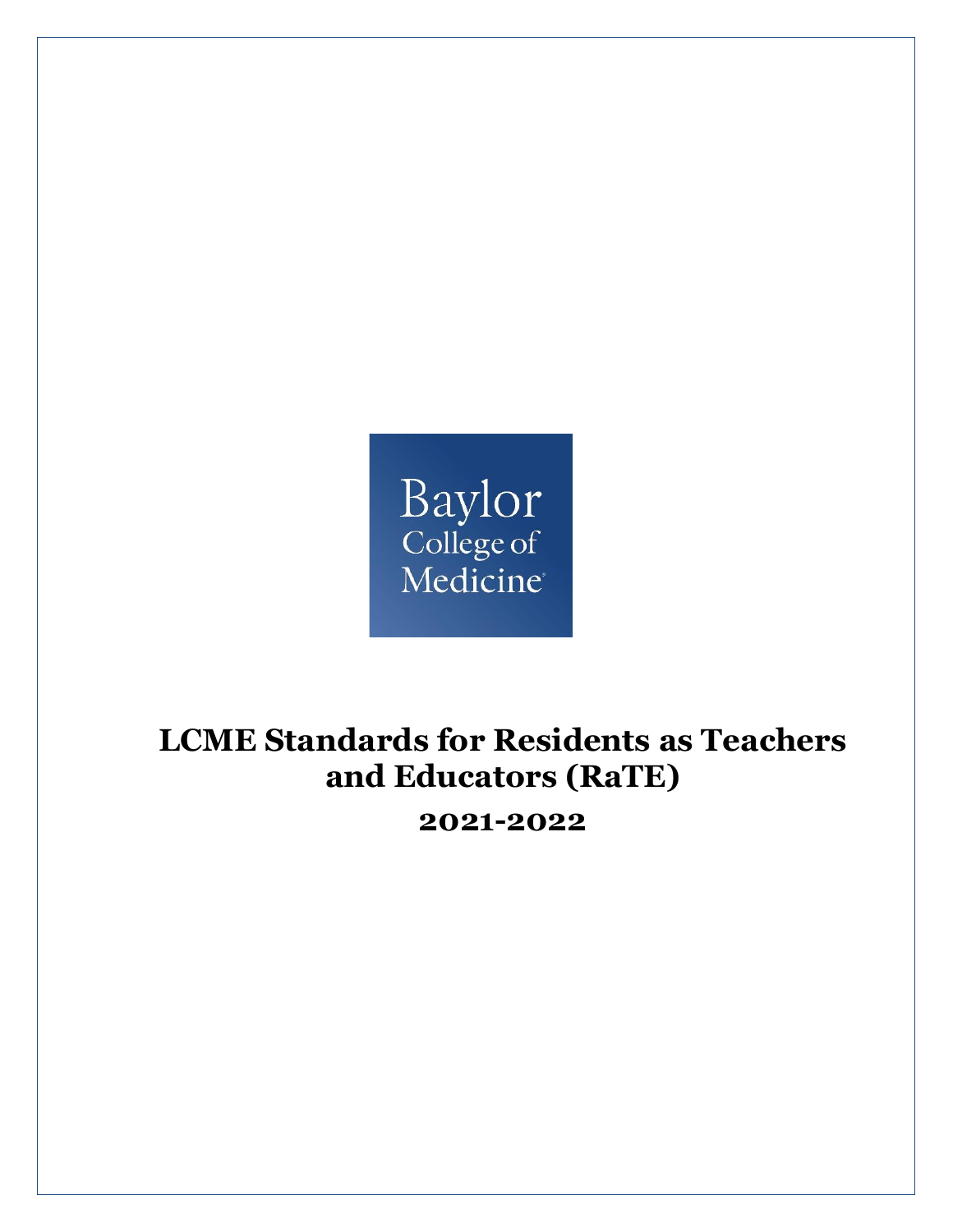Baylor College of Medicine

# LCME Standards for Residents as Teachers and Educators (RaTE)

## 2021-2022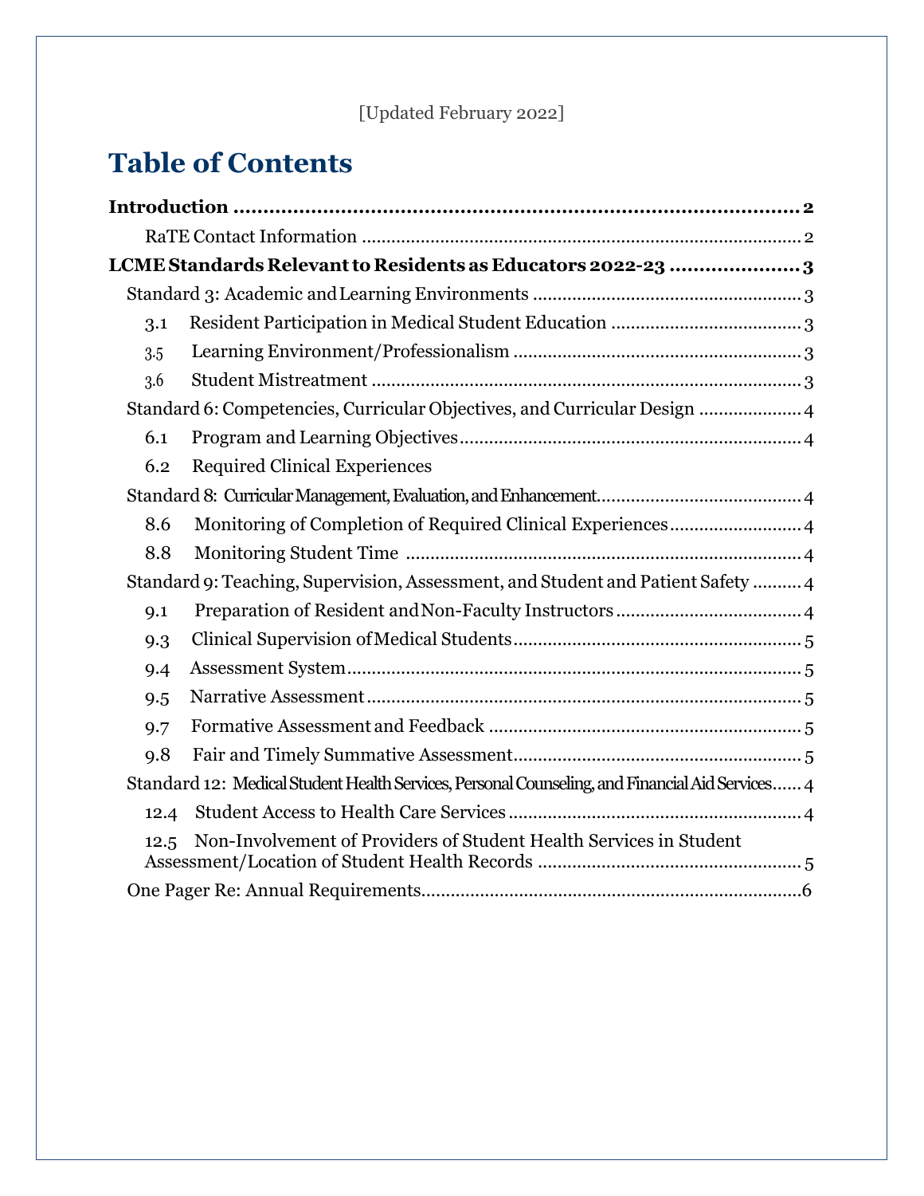[Updated February 2022]

# Table of Contents

**Introduction ........................................................................................ 2**

RaTE Contact Information ........................................................................ 2

**LCME Standards Relevant to Residents as Educators 2022-23 ..................... 3**

Standard 3: Academic and Learning Environments ...................................................... 3

3.1 Resident Participation in Medical Student Education ..................................... 3

3.5 Learning Environment/Professionalism .......................................................... 3

3.6 Student Mistreatment ...................................................................................... 3

Standard 6: Competencies, Curricular Objectives, and Curricular Design .................... 4

6.1 Program and Learning Objectives ..................................................................... 4

6.2 Required Clinical Experiences

Standard 8: Curricular Management, Evaluation, and Enhancement......................................... 4

8.6 Monitoring of Completion of Required Clinical Experiences .......................... 4

8.8 Monitoring Student Time ................................................................................ 4

Standard 9: Teaching, Supervision, Assessment, and Student and Patient Safety .......... 4

9.1 Preparation of Resident and Non-Faculty Instructors ..................................... 4

9.3 Clinical Supervision of Medical Students .......................................................... 5

9.4 Assessment System ........................................................................................... 5

9.5 Narrative Assessment ........................................................................................ 5

9.7 Formative Assessment and Feedback ............................................................... 5

9.8 Fair and Timely Summative Assessment .......................................................... 5

Standard 12: Medical Student Health Services, Personal Counseling, and Financial Aid Services...... 4

12.4 Student Access to Health Care Services ........................................................... 4

12.5 Non-Involvement of Providers of Student Health Services in Student Assessment/Location of Student Health Records ..................................................... 5

One Pager Re: Annual Requirements............................................................................. 6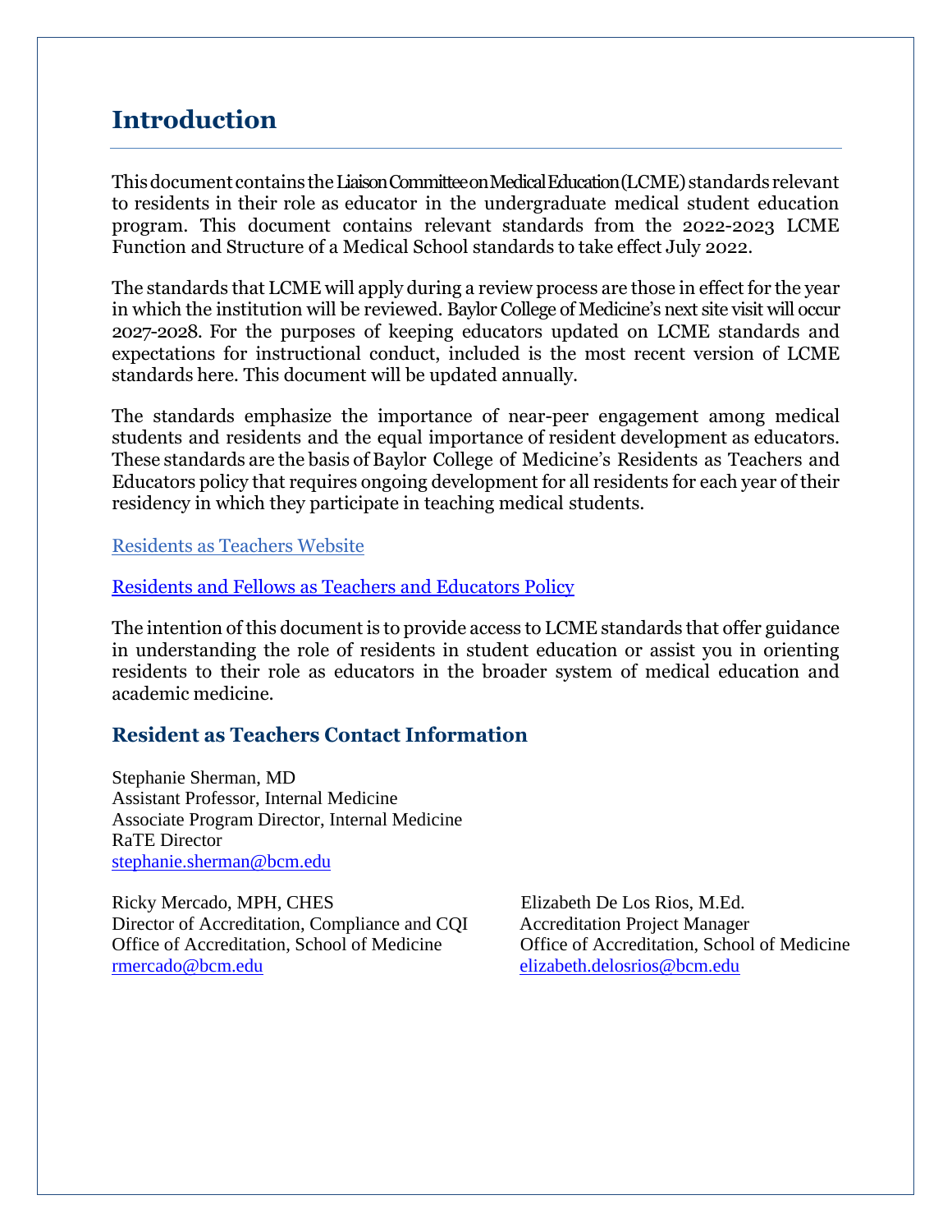# Introduction

This document contains the Liaison Committee on Medical Education (LCME) standards relevant to residents in their role as educator in the undergraduate medical student education program. This document contains relevant standards from the 2022-2023 LCME Function and Structure of a Medical School standards to take effect July 2022.

The standards that LCME will apply during a review process are those in effect for the year in which the institution will be reviewed. Baylor College of Medicine's next site visit will occur 2027-2028. For the purposes of keeping educators updated on LCME standards and expectations for instructional conduct, included is the most recent version of LCME standards here. This document will be updated annually.

The standards emphasize the importance of near-peer engagement among medical students and residents and the equal importance of resident development as educators. These standards are the basis of Baylor College of Medicine's Residents as Teachers and Educators policy that requires ongoing development for all residents for each year of their residency in which they participate in teaching medical students.

Residents as Teachers Website

Residents and Fellows as Teachers and Educators Policy

The intention of this document is to provide access to LCME standards that offer guidance in understanding the role of residents in student education or assist you in orienting residents to their role as educators in the broader system of medical education and academic medicine.

## Resident as Teachers Contact Information

Stephanie Sherman, MD
Assistant Professor, Internal Medicine
Associate Program Director, Internal Medicine
RaTE Director
stephanie.sherman@bcm.edu

Ricky Mercado, MPH, CHES
Director of Accreditation, Compliance and CQI
Office of Accreditation, School of Medicine
rmercado@bcm.edu

Elizabeth De Los Rios, M.Ed.
Accreditation Project Manager
Office of Accreditation, School of Medicine
elizabeth.delosrios@bcm.edu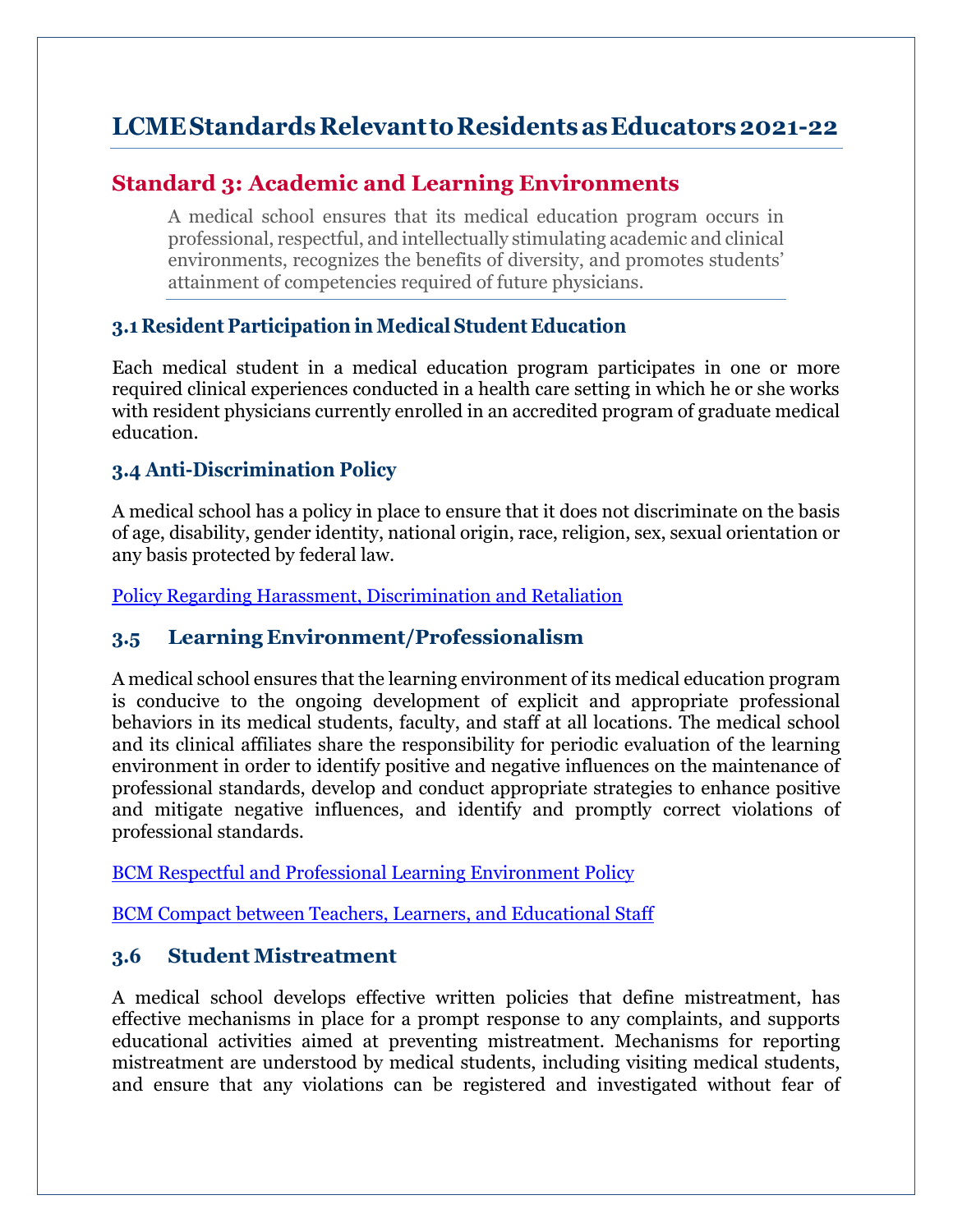# LCME Standards Relevant to Residents as Educators 2021-22

## Standard 3: Academic and Learning Environments

> A medical school ensures that its medical education program occurs in professional, respectful, and intellectually stimulating academic and clinical environments, recognizes the benefits of diversity, and promotes students' attainment of competencies required of future physicians.

### 3.1 Resident Participation in Medical Student Education

Each medical student in a medical education program participates in one or more required clinical experiences conducted in a health care setting in which he or she works with resident physicians currently enrolled in an accredited program of graduate medical education.

### 3.4 Anti-Discrimination Policy

A medical school has a policy in place to ensure that it does not discriminate on the basis of age, disability, gender identity, national origin, race, religion, sex, sexual orientation or any basis protected by federal law.

Policy Regarding Harassment, Discrimination and Retaliation

### 3.5 Learning Environment/Professionalism

A medical school ensures that the learning environment of its medical education program is conducive to the ongoing development of explicit and appropriate professional behaviors in its medical students, faculty, and staff at all locations. The medical school and its clinical affiliates share the responsibility for periodic evaluation of the learning environment in order to identify positive and negative influences on the maintenance of professional standards, develop and conduct appropriate strategies to enhance positive and mitigate negative influences, and identify and promptly correct violations of professional standards.

BCM Respectful and Professional Learning Environment Policy

BCM Compact between Teachers, Learners, and Educational Staff

### 3.6 Student Mistreatment

A medical school develops effective written policies that define mistreatment, has effective mechanisms in place for a prompt response to any complaints, and supports educational activities aimed at preventing mistreatment. Mechanisms for reporting mistreatment are understood by medical students, including visiting medical students, and ensure that any violations can be registered and investigated without fear of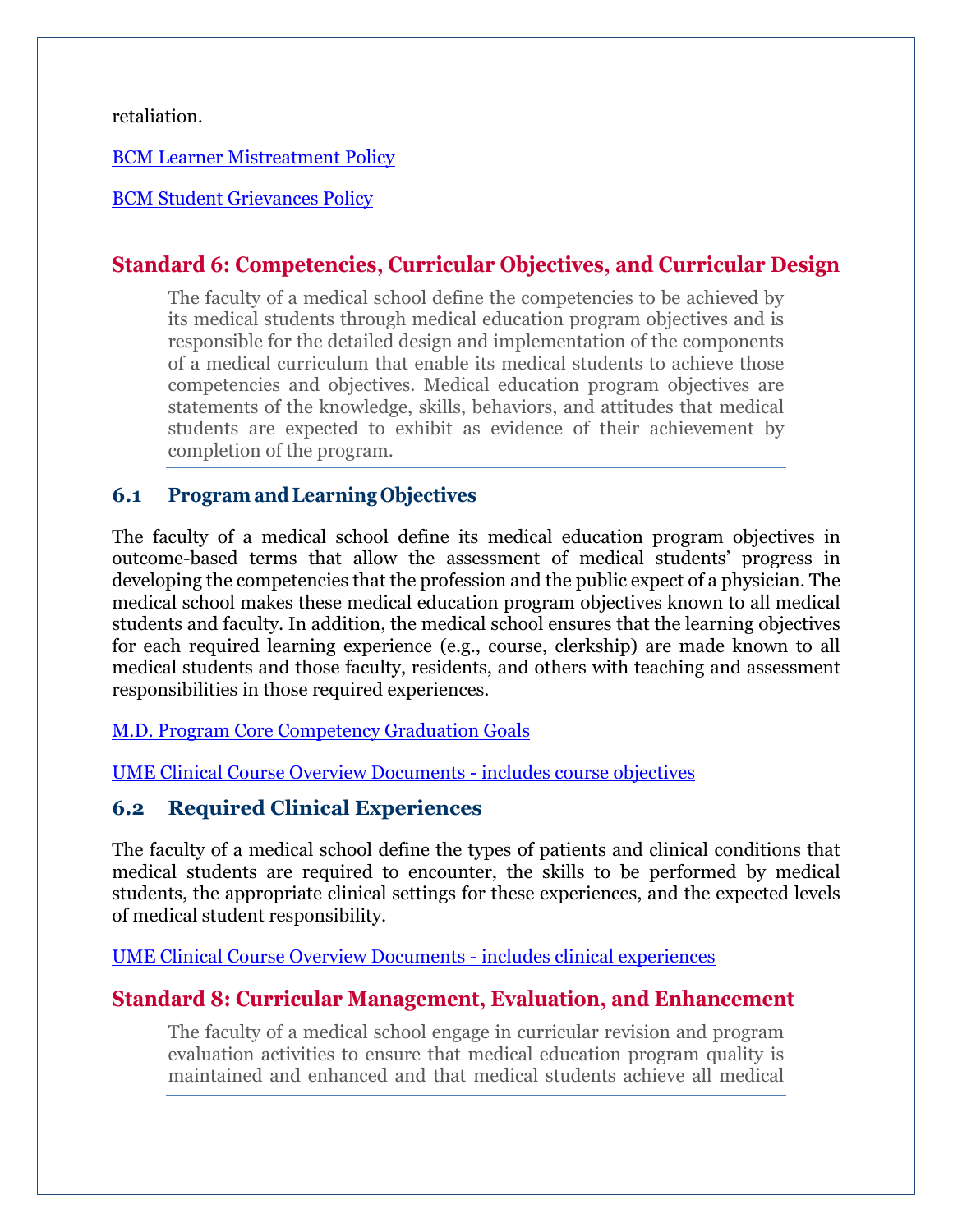retaliation.

BCM Learner Mistreatment Policy

BCM Student Grievances Policy

## Standard 6: Competencies, Curricular Objectives, and Curricular Design

> The faculty of a medical school define the competencies to be achieved by its medical students through medical education program objectives and is responsible for the detailed design and implementation of the components of a medical curriculum that enable its medical students to achieve those competencies and objectives. Medical education program objectives are statements of the knowledge, skills, behaviors, and attitudes that medical students are expected to exhibit as evidence of their achievement by completion of the program.

### 6.1 Program and Learning Objectives

The faculty of a medical school define its medical education program objectives in outcome-based terms that allow the assessment of medical students' progress in developing the competencies that the profession and the public expect of a physician. The medical school makes these medical education program objectives known to all medical students and faculty. In addition, the medical school ensures that the learning objectives for each required learning experience (e.g., course, clerkship) are made known to all medical students and those faculty, residents, and others with teaching and assessment responsibilities in those required experiences.

M.D. Program Core Competency Graduation Goals

UME Clinical Course Overview Documents - includes course objectives

### 6.2 Required Clinical Experiences

The faculty of a medical school define the types of patients and clinical conditions that medical students are required to encounter, the skills to be performed by medical students, the appropriate clinical settings for these experiences, and the expected levels of medical student responsibility.

UME Clinical Course Overview Documents - includes clinical experiences

## Standard 8: Curricular Management, Evaluation, and Enhancement

> The faculty of a medical school engage in curricular revision and program evaluation activities to ensure that medical education program quality is maintained and enhanced and that medical students achieve all medical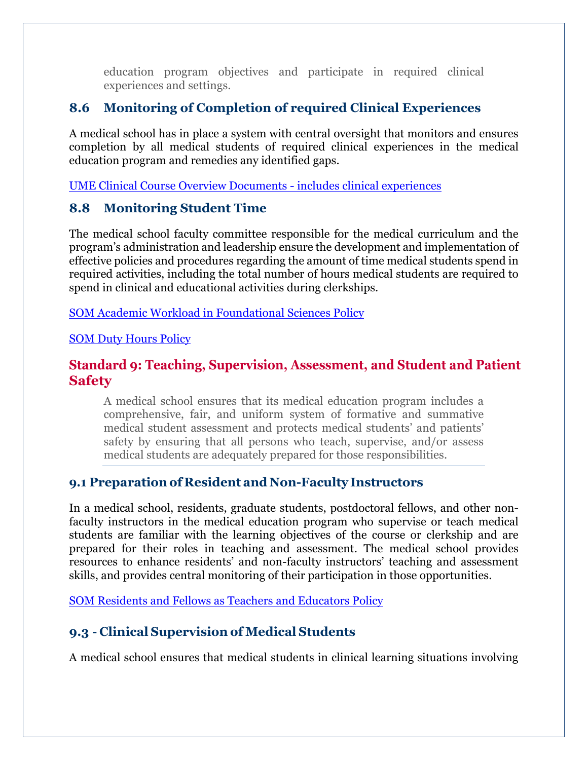education program objectives and participate in required clinical experiences and settings.

### 8.6 Monitoring of Completion of required Clinical Experiences

A medical school has in place a system with central oversight that monitors and ensures completion by all medical students of required clinical experiences in the medical education program and remedies any identified gaps.

UME Clinical Course Overview Documents - includes clinical experiences

### 8.8 Monitoring Student Time

The medical school faculty committee responsible for the medical curriculum and the program's administration and leadership ensure the development and implementation of effective policies and procedures regarding the amount of time medical students spend in required activities, including the total number of hours medical students are required to spend in clinical and educational activities during clerkships.

SOM Academic Workload in Foundational Sciences Policy

SOM Duty Hours Policy

## Standard 9: Teaching, Supervision, Assessment, and Student and Patient Safety

> A medical school ensures that its medical education program includes a comprehensive, fair, and uniform system of formative and summative medical student assessment and protects medical students' and patients' safety by ensuring that all persons who teach, supervise, and/or assess medical students are adequately prepared for those responsibilities.

### 9.1 Preparation of Resident and Non-Faculty Instructors

In a medical school, residents, graduate students, postdoctoral fellows, and other non-faculty instructors in the medical education program who supervise or teach medical students are familiar with the learning objectives of the course or clerkship and are prepared for their roles in teaching and assessment. The medical school provides resources to enhance residents' and non-faculty instructors' teaching and assessment skills, and provides central monitoring of their participation in those opportunities.

SOM Residents and Fellows as Teachers and Educators Policy

### 9.3 - Clinical Supervision of Medical Students

A medical school ensures that medical students in clinical learning situations involving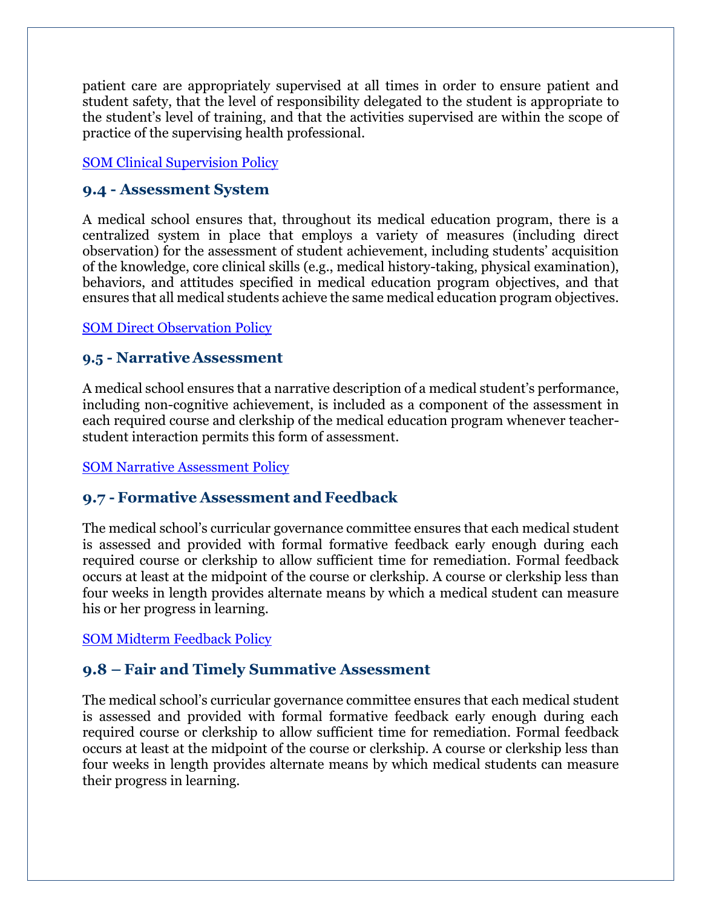patient care are appropriately supervised at all times in order to ensure patient and student safety, that the level of responsibility delegated to the student is appropriate to the student's level of training, and that the activities supervised are within the scope of practice of the supervising health professional.

SOM Clinical Supervision Policy

### 9.4 - Assessment System

A medical school ensures that, throughout its medical education program, there is a centralized system in place that employs a variety of measures (including direct observation) for the assessment of student achievement, including students' acquisition of the knowledge, core clinical skills (e.g., medical history-taking, physical examination), behaviors, and attitudes specified in medical education program objectives, and that ensures that all medical students achieve the same medical education program objectives.

SOM Direct Observation Policy

### 9.5 - Narrative Assessment

A medical school ensures that a narrative description of a medical student's performance, including non-cognitive achievement, is included as a component of the assessment in each required course and clerkship of the medical education program whenever teacher-student interaction permits this form of assessment.

SOM Narrative Assessment Policy

### 9.7 - Formative Assessment and Feedback

The medical school's curricular governance committee ensures that each medical student is assessed and provided with formal formative feedback early enough during each required course or clerkship to allow sufficient time for remediation. Formal feedback occurs at least at the midpoint of the course or clerkship. A course or clerkship less than four weeks in length provides alternate means by which a medical student can measure his or her progress in learning.

SOM Midterm Feedback Policy

### 9.8 – Fair and Timely Summative Assessment

The medical school's curricular governance committee ensures that each medical student is assessed and provided with formal formative feedback early enough during each required course or clerkship to allow sufficient time for remediation. Formal feedback occurs at least at the midpoint of the course or clerkship. A course or clerkship less than four weeks in length provides alternate means by which medical students can measure their progress in learning.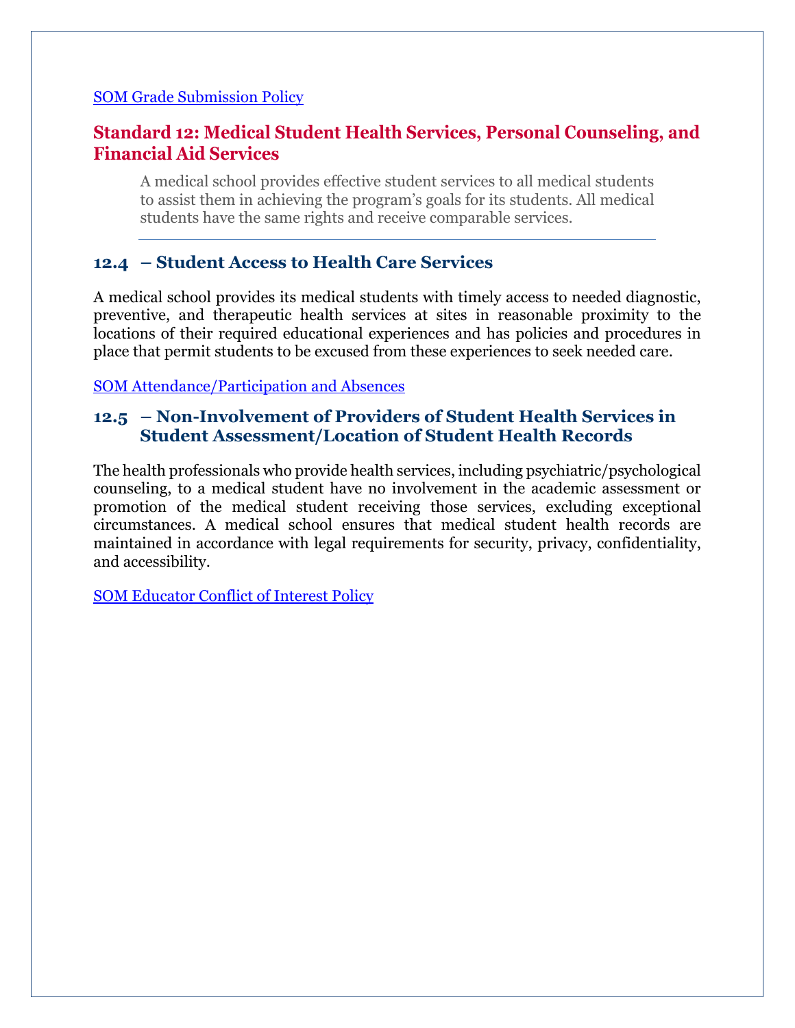[SOM Grade Submission Policy]

## Standard 12: Medical Student Health Services, Personal Counseling, and Financial Aid Services

> A medical school provides effective student services to all medical students to assist them in achieving the program's goals for its students. All medical students have the same rights and receive comparable services.

---

### 12.4 – Student Access to Health Care Services

A medical school provides its medical students with timely access to needed diagnostic, preventive, and therapeutic health services at sites in reasonable proximity to the locations of their required educational experiences and has policies and procedures in place that permit students to be excused from these experiences to seek needed care.

[SOM Attendance/Participation and Absences]

### 12.5 – Non-Involvement of Providers of Student Health Services in Student Assessment/Location of Student Health Records

The health professionals who provide health services, including psychiatric/psychological counseling, to a medical student have no involvement in the academic assessment or promotion of the medical student receiving those services, excluding exceptional circumstances. A medical school ensures that medical student health records are maintained in accordance with legal requirements for security, privacy, confidentiality, and accessibility.

[SOM Educator Conflict of Interest Policy]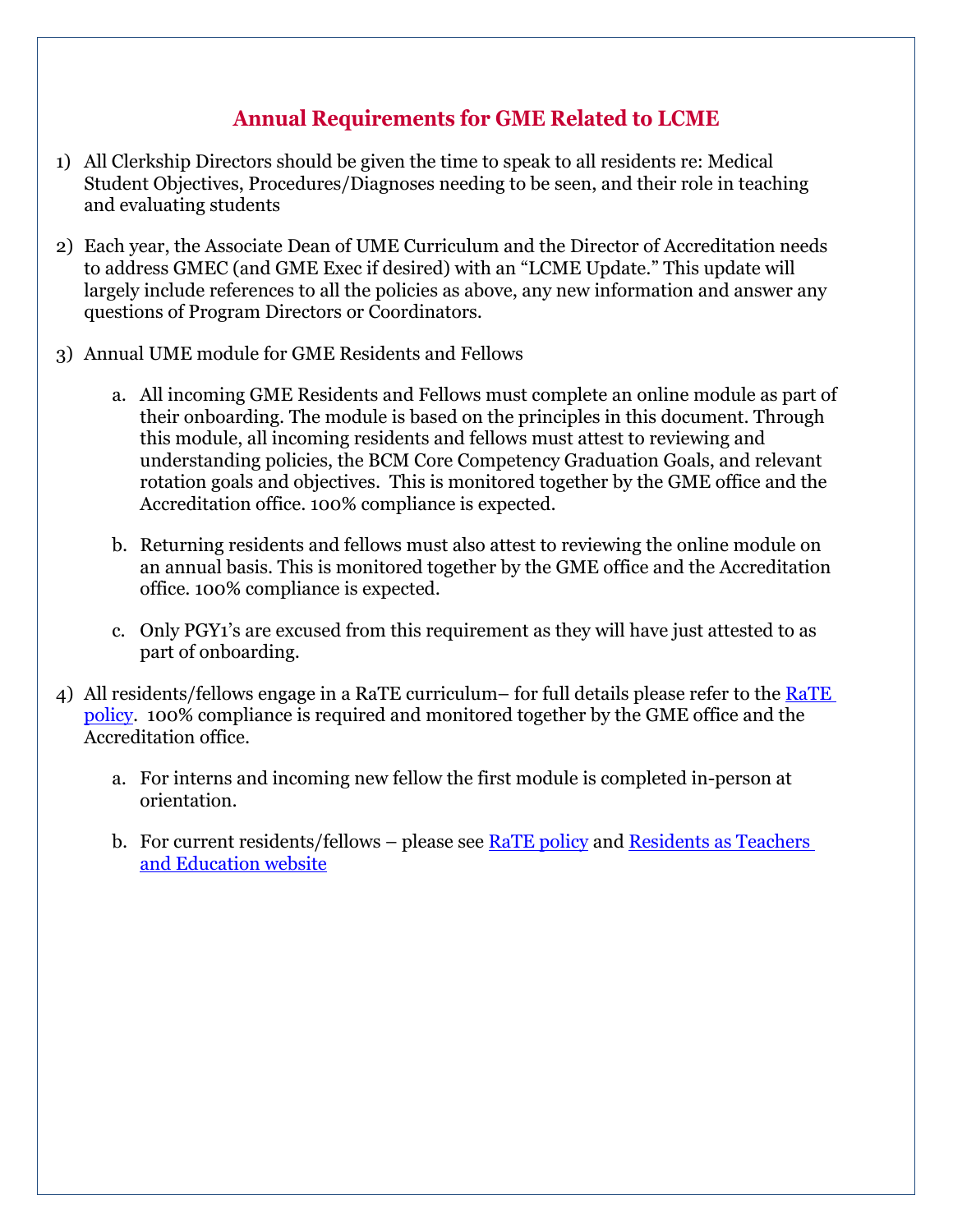## Annual Requirements for GME Related to LCME

1) All Clerkship Directors should be given the time to speak to all residents re: Medical Student Objectives, Procedures/Diagnoses needing to be seen, and their role in teaching and evaluating students

2) Each year, the Associate Dean of UME Curriculum and the Director of Accreditation needs to address GMEC (and GME Exec if desired) with an "LCME Update." This update will largely include references to all the policies as above, any new information and answer any questions of Program Directors or Coordinators.

3) Annual UME module for GME Residents and Fellows

   a. All incoming GME Residents and Fellows must complete an online module as part of their onboarding. The module is based on the principles in this document. Through this module, all incoming residents and fellows must attest to reviewing and understanding policies, the BCM Core Competency Graduation Goals, and relevant rotation goals and objectives. This is monitored together by the GME office and the Accreditation office. 100% compliance is expected.

   b. Returning residents and fellows must also attest to reviewing the online module on an annual basis. This is monitored together by the GME office and the Accreditation office. 100% compliance is expected.

   c. Only PGY1's are excused from this requirement as they will have just attested to as part of onboarding.

4) All residents/fellows engage in a RaTE curriculum– for full details please refer to the [RaTE policy](). 100% compliance is required and monitored together by the GME office and the Accreditation office.

   a. For interns and incoming new fellow the first module is completed in-person at orientation.

   b. For current residents/fellows – please see [RaTE policy]() and [Residents as Teachers and Education website]()